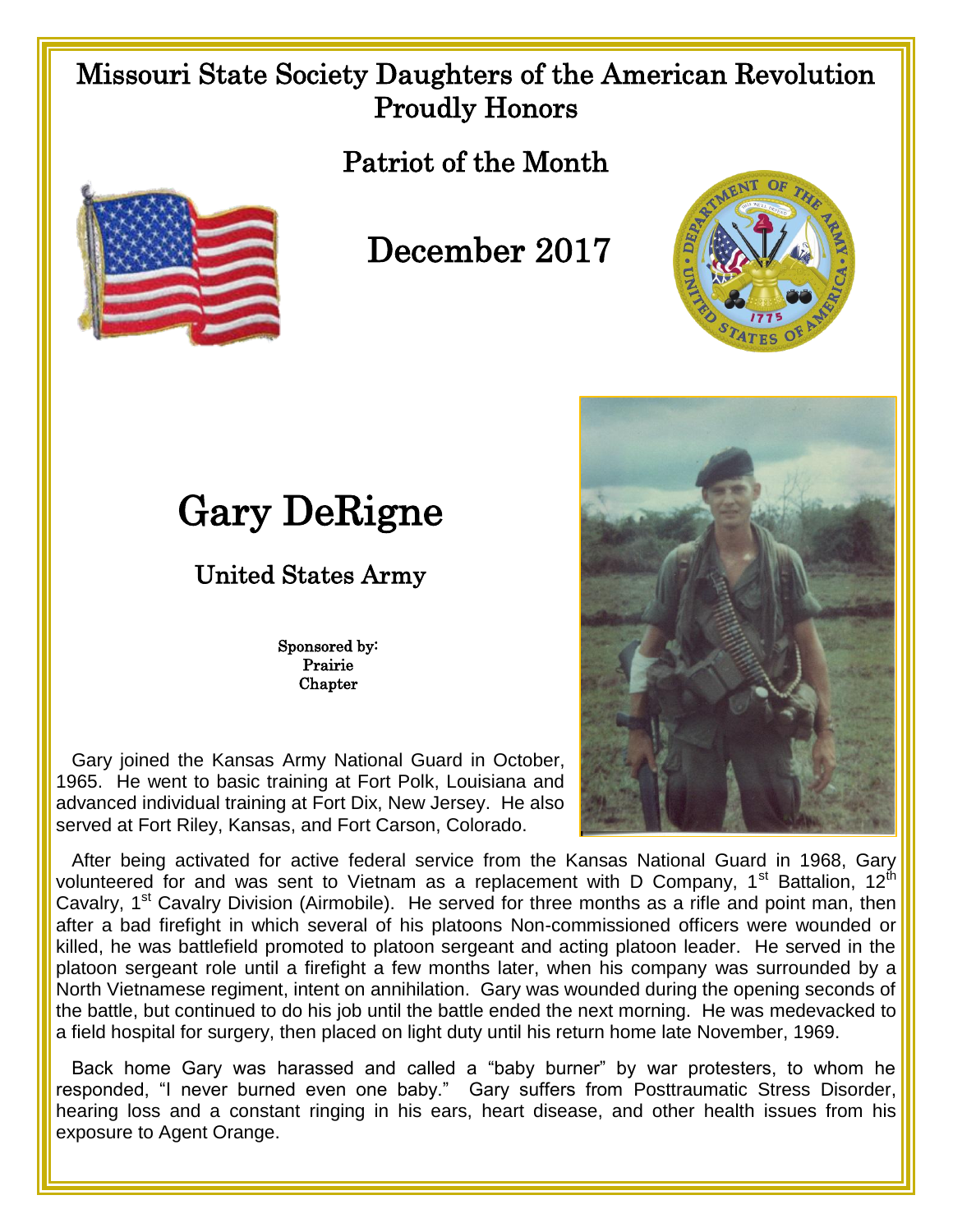Missouri State Society Daughters of the American Revolution Proudly Honors

## Patriot of the Month

## December 2017

# Gary DeRigne

### United States Army

Sponsored by:
Prairie
Chapter

Gary joined the Kansas Army National Guard in October, 1965. He went to basic training at Fort Polk, Louisiana and advanced individual training at Fort Dix, New Jersey. He also served at Fort Riley, Kansas, and Fort Carson, Colorado.

After being activated for active federal service from the Kansas National Guard in 1968, Gary volunteered for and was sent to Vietnam as a replacement with D Company, 1st Battalion, 12th Cavalry, 1st Cavalry Division (Airmobile). He served for three months as a rifle and point man, then after a bad firefight in which several of his platoons Non-commissioned officers were wounded or killed, he was battlefield promoted to platoon sergeant and acting platoon leader. He served in the platoon sergeant role until a firefight a few months later, when his company was surrounded by a North Vietnamese regiment, intent on annihilation. Gary was wounded during the opening seconds of the battle, but continued to do his job until the battle ended the next morning. He was medevacked to a field hospital for surgery, then placed on light duty until his return home late November, 1969.

Back home Gary was harassed and called a "baby burner" by war protesters, to whom he responded, "I never burned even one baby." Gary suffers from Posttraumatic Stress Disorder, hearing loss and a constant ringing in his ears, heart disease, and other health issues from his exposure to Agent Orange.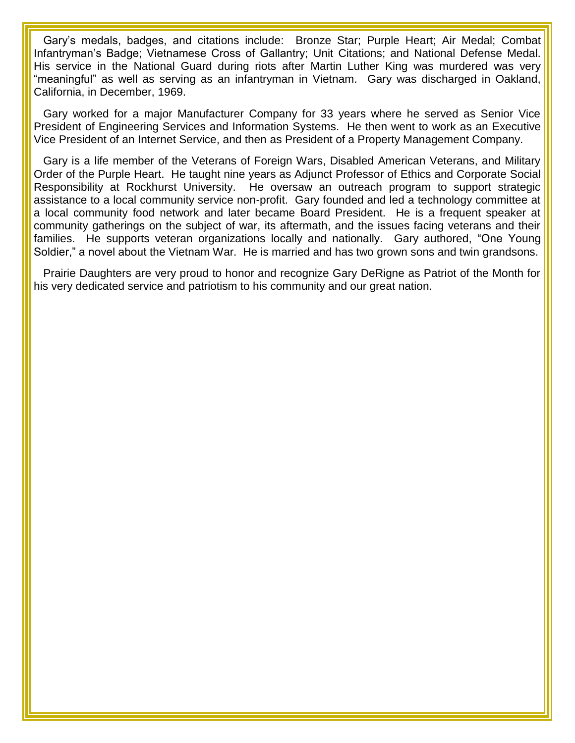Gary's medals, badges, and citations include: Bronze Star; Purple Heart; Air Medal; Combat Infantryman's Badge; Vietnamese Cross of Gallantry; Unit Citations; and National Defense Medal. His service in the National Guard during riots after Martin Luther King was murdered was very "meaningful" as well as serving as an infantryman in Vietnam. Gary was discharged in Oakland, California, in December, 1969.

Gary worked for a major Manufacturer Company for 33 years where he served as Senior Vice President of Engineering Services and Information Systems. He then went to work as an Executive Vice President of an Internet Service, and then as President of a Property Management Company.

Gary is a life member of the Veterans of Foreign Wars, Disabled American Veterans, and Military Order of the Purple Heart. He taught nine years as Adjunct Professor of Ethics and Corporate Social Responsibility at Rockhurst University. He oversaw an outreach program to support strategic assistance to a local community service non-profit. Gary founded and led a technology committee at a local community food network and later became Board President. He is a frequent speaker at community gatherings on the subject of war, its aftermath, and the issues facing veterans and their families. He supports veteran organizations locally and nationally. Gary authored, "One Young Soldier," a novel about the Vietnam War. He is married and has two grown sons and twin grandsons.

Prairie Daughters are very proud to honor and recognize Gary DeRigne as Patriot of the Month for his very dedicated service and patriotism to his community and our great nation.